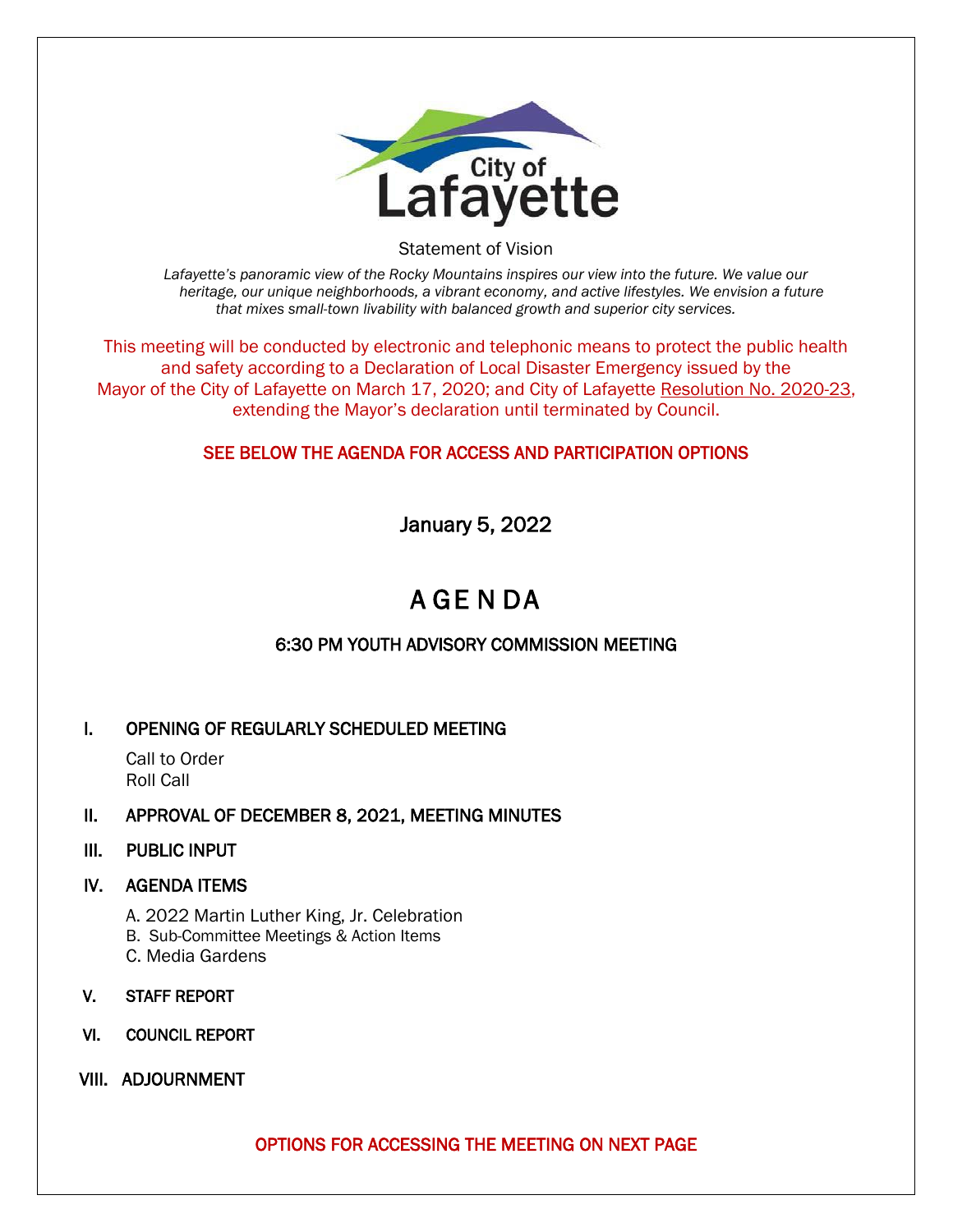City of Lafayette

Statement of Vision

*Lafayette's panoramic view of the Rocky Mountains inspires our view into the future. We value our heritage, our unique neighborhoods, a vibrant economy, and active lifestyles. We envision a future that mixes small-town livability with balanced growth and superior city services.*

This meeting will be conducted by electronic and telephonic means to protect the public health and safety according to a Declaration of Local Disaster Emergency issued by the Mayor of the City of Lafayette on March 17, 2020; and City of Lafayette Resolution No. 2020-23, extending the Mayor's declaration until terminated by Council.

**SEE BELOW THE AGENDA FOR ACCESS AND PARTICIPATION OPTIONS**

January 5, 2022

# A GE N DA

## 6:30 PM YOUTH ADVISORY COMMISSION MEETING

**I. OPENING OF REGULARLY SCHEDULED MEETING**

Call to Order
Roll Call

**II. APPROVAL OF DECEMBER 8, 2021, MEETING MINUTES**

**III. PUBLIC INPUT**

**IV. AGENDA ITEMS**

A. 2022 Martin Luther King, Jr. Celebration
B. Sub-Committee Meetings & Action Items
C. Media Gardens

**V. STAFF REPORT**

**VI. COUNCIL REPORT**

**VIII. ADJOURNMENT**

**OPTIONS FOR ACCESSING THE MEETING ON NEXT PAGE**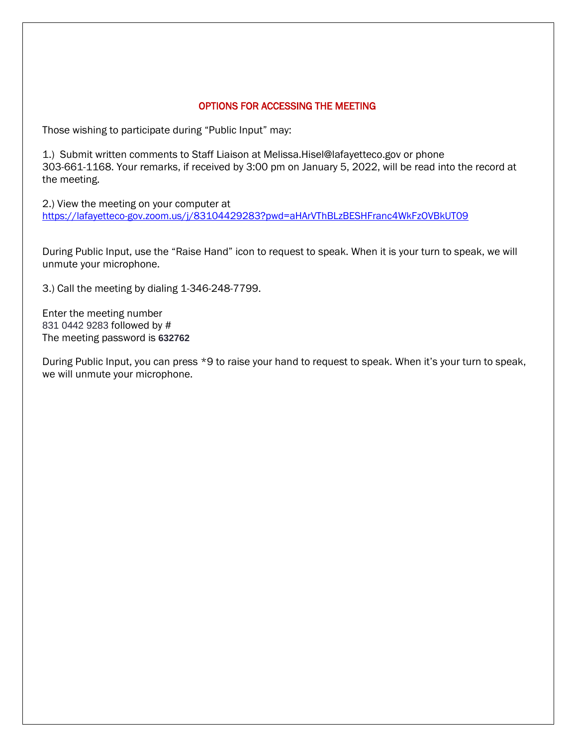## OPTIONS FOR ACCESSING THE MEETING

Those wishing to participate during "Public Input" may:

1.) Submit written comments to Staff Liaison at Melissa.Hisel@lafayetteco.gov or phone 303-661-1168. Your remarks, if received by 3:00 pm on January 5, 2022, will be read into the record at the meeting.

2.) View the meeting on your computer at https://lafayetteco-gov.zoom.us/j/83104429283?pwd=aHArVThBLzBESHFranc4WkFzOVBkUT09

During Public Input, use the "Raise Hand" icon to request to speak. When it is your turn to speak, we will unmute your microphone.

3.) Call the meeting by dialing 1-346-248-7799.

Enter the meeting number
831 0442 9283 followed by #
The meeting password is **632762**

During Public Input, you can press *9 to raise your hand to request to speak. When it's your turn to speak, we will unmute your microphone.